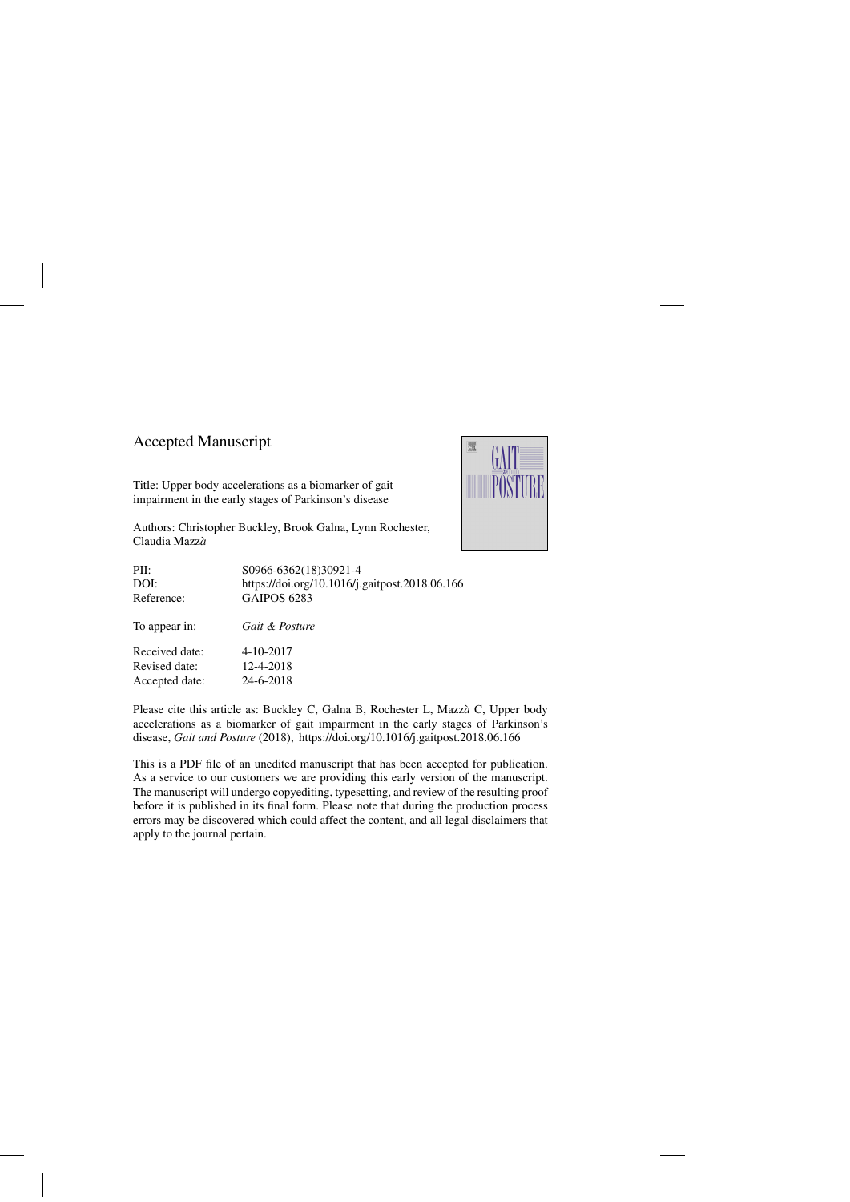## Accepted Manuscript

Title: Upper body accelerations as a biomarker of gait impairment in the early stages of Parkinson's disease

Authors: Christopher Buckley, Brook Galna, Lynn Rochester, Claudia Mazzà

| | |
|---|---|
| PII: | S0966-6362(18)30921-4 |
| DOI: | https://doi.org/10.1016/j.gaitpost.2018.06.166 |
| Reference: | GAIPOS 6283 |
| To appear in: | *Gait & Posture* |
| Received date: | 4-10-2017 |
| Revised date: | 12-4-2018 |
| Accepted date: | 24-6-2018 |

Please cite this article as: Buckley C, Galna B, Rochester L, Mazzà C, Upper body accelerations as a biomarker of gait impairment in the early stages of Parkinson's disease, *Gait and Posture* (2018), https://doi.org/10.1016/j.gaitpost.2018.06.166

This is a PDF file of an unedited manuscript that has been accepted for publication. As a service to our customers we are providing this early version of the manuscript. The manuscript will undergo copyediting, typesetting, and review of the resulting proof before it is published in its final form. Please note that during the production process errors may be discovered which could affect the content, and all legal disclaimers that apply to the journal pertain.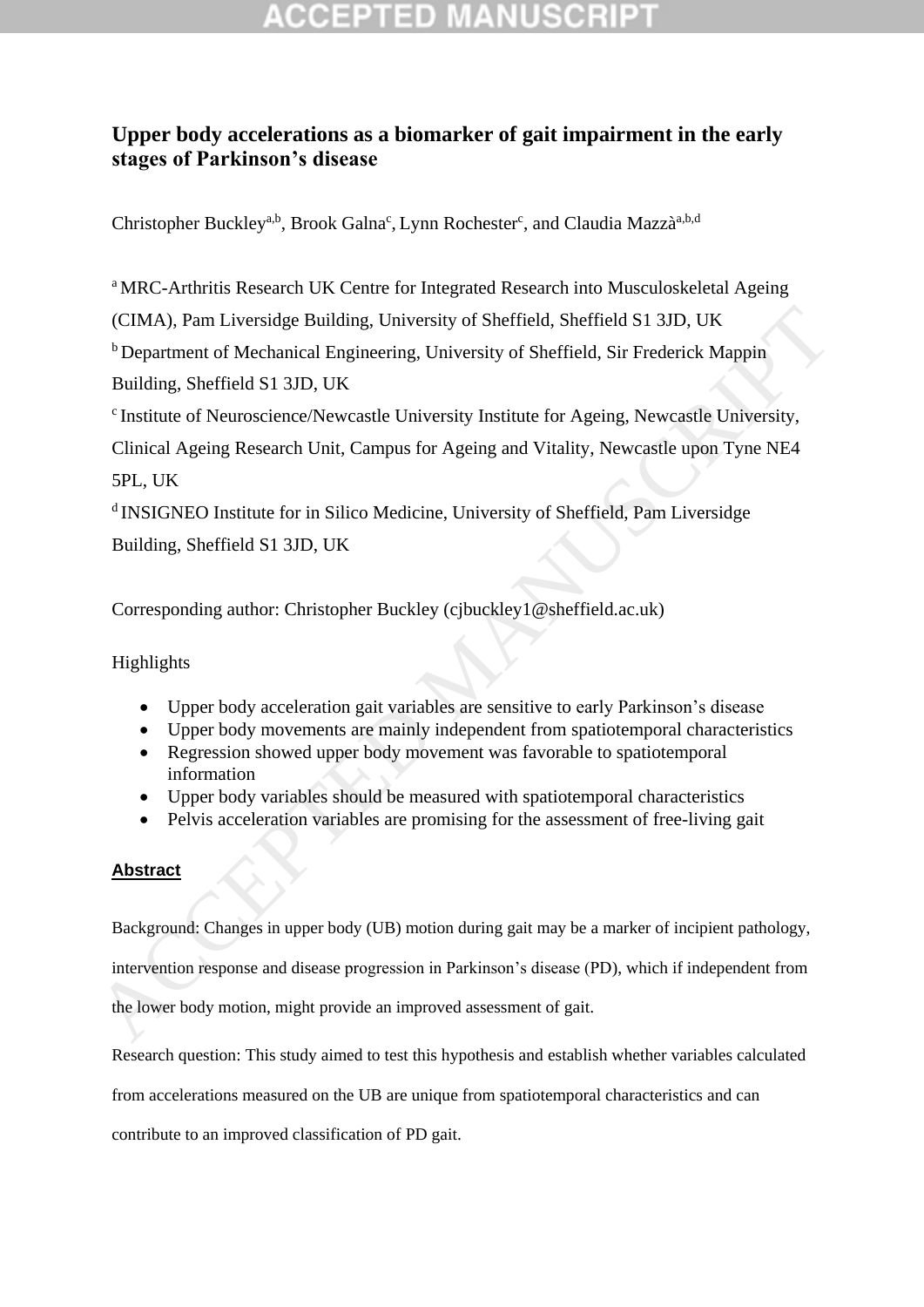# Upper body accelerations as a biomarker of gait impairment in the early stages of Parkinson's disease

Christopher Buckley[a,b], Brook Galna[c], Lynn Rochester[c], and Claudia Mazzà[a,b,d]

[a] MRC-Arthritis Research UK Centre for Integrated Research into Musculoskeletal Ageing (CIMA), Pam Liversidge Building, University of Sheffield, Sheffield S1 3JD, UK

[b] Department of Mechanical Engineering, University of Sheffield, Sir Frederick Mappin Building, Sheffield S1 3JD, UK

[c] Institute of Neuroscience/Newcastle University Institute for Ageing, Newcastle University, Clinical Ageing Research Unit, Campus for Ageing and Vitality, Newcastle upon Tyne NE4 5PL, UK

[d] INSIGNEO Institute for in Silico Medicine, University of Sheffield, Pam Liversidge Building, Sheffield S1 3JD, UK

Corresponding author: Christopher Buckley (cjbuckley1@sheffield.ac.uk)

Highlights

- Upper body acceleration gait variables are sensitive to early Parkinson's disease
- Upper body movements are mainly independent from spatiotemporal characteristics
- Regression showed upper body movement was favorable to spatiotemporal information
- Upper body variables should be measured with spatiotemporal characteristics
- Pelvis acceleration variables are promising for the assessment of free-living gait

## Abstract

Background: Changes in upper body (UB) motion during gait may be a marker of incipient pathology, intervention response and disease progression in Parkinson's disease (PD), which if independent from the lower body motion, might provide an improved assessment of gait.

Research question: This study aimed to test this hypothesis and establish whether variables calculated from accelerations measured on the UB are unique from spatiotemporal characteristics and can contribute to an improved classification of PD gait.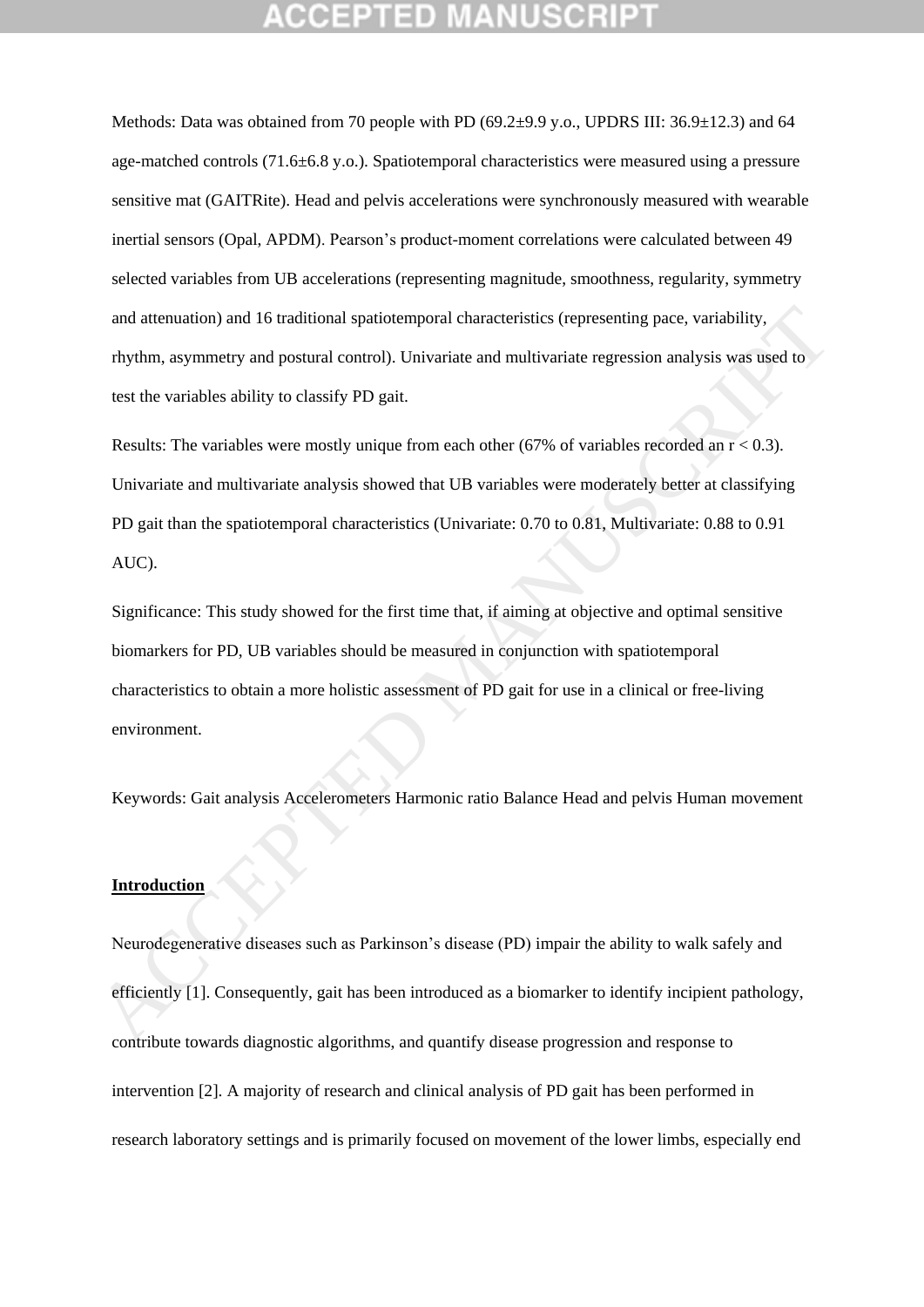Methods: Data was obtained from 70 people with PD (69.2±9.9 y.o., UPDRS III: 36.9±12.3) and 64 age-matched controls (71.6±6.8 y.o.). Spatiotemporal characteristics were measured using a pressure sensitive mat (GAITRite). Head and pelvis accelerations were synchronously measured with wearable inertial sensors (Opal, APDM). Pearson's product-moment correlations were calculated between 49 selected variables from UB accelerations (representing magnitude, smoothness, regularity, symmetry and attenuation) and 16 traditional spatiotemporal characteristics (representing pace, variability, rhythm, asymmetry and postural control). Univariate and multivariate regression analysis was used to test the variables ability to classify PD gait.

Results: The variables were mostly unique from each other (67% of variables recorded an $r < 0.3$). Univariate and multivariate analysis showed that UB variables were moderately better at classifying PD gait than the spatiotemporal characteristics (Univariate: 0.70 to 0.81, Multivariate: 0.88 to 0.91 AUC).

Significance: This study showed for the first time that, if aiming at objective and optimal sensitive biomarkers for PD, UB variables should be measured in conjunction with spatiotemporal characteristics to obtain a more holistic assessment of PD gait for use in a clinical or free-living environment.

Keywords: Gait analysis Accelerometers Harmonic ratio Balance Head and pelvis Human movement

## Introduction

Neurodegenerative diseases such as Parkinson's disease (PD) impair the ability to walk safely and efficiently [1]. Consequently, gait has been introduced as a biomarker to identify incipient pathology, contribute towards diagnostic algorithms, and quantify disease progression and response to intervention [2]. A majority of research and clinical analysis of PD gait has been performed in research laboratory settings and is primarily focused on movement of the lower limbs, especially end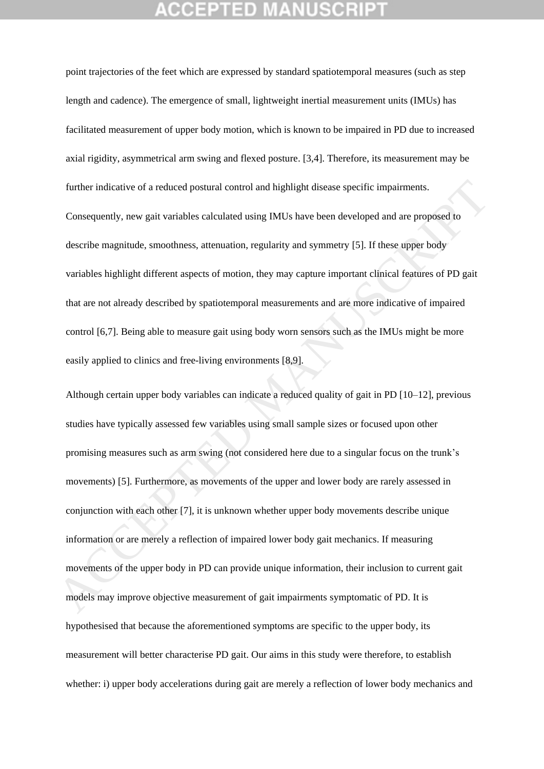point trajectories of the feet which are expressed by standard spatiotemporal measures (such as step length and cadence). The emergence of small, lightweight inertial measurement units (IMUs) has facilitated measurement of upper body motion, which is known to be impaired in PD due to increased axial rigidity, asymmetrical arm swing and flexed posture. [3,4]. Therefore, its measurement may be further indicative of a reduced postural control and highlight disease specific impairments. Consequently, new gait variables calculated using IMUs have been developed and are proposed to describe magnitude, smoothness, attenuation, regularity and symmetry [5]. If these upper body variables highlight different aspects of motion, they may capture important clinical features of PD gait that are not already described by spatiotemporal measurements and are more indicative of impaired control [6,7]. Being able to measure gait using body worn sensors such as the IMUs might be more easily applied to clinics and free-living environments [8,9].

Although certain upper body variables can indicate a reduced quality of gait in PD [10–12], previous studies have typically assessed few variables using small sample sizes or focused upon other promising measures such as arm swing (not considered here due to a singular focus on the trunk's movements) [5]. Furthermore, as movements of the upper and lower body are rarely assessed in conjunction with each other [7], it is unknown whether upper body movements describe unique information or are merely a reflection of impaired lower body gait mechanics. If measuring movements of the upper body in PD can provide unique information, their inclusion to current gait models may improve objective measurement of gait impairments symptomatic of PD. It is hypothesised that because the aforementioned symptoms are specific to the upper body, its measurement will better characterise PD gait. Our aims in this study were therefore, to establish whether: i) upper body accelerations during gait are merely a reflection of lower body mechanics and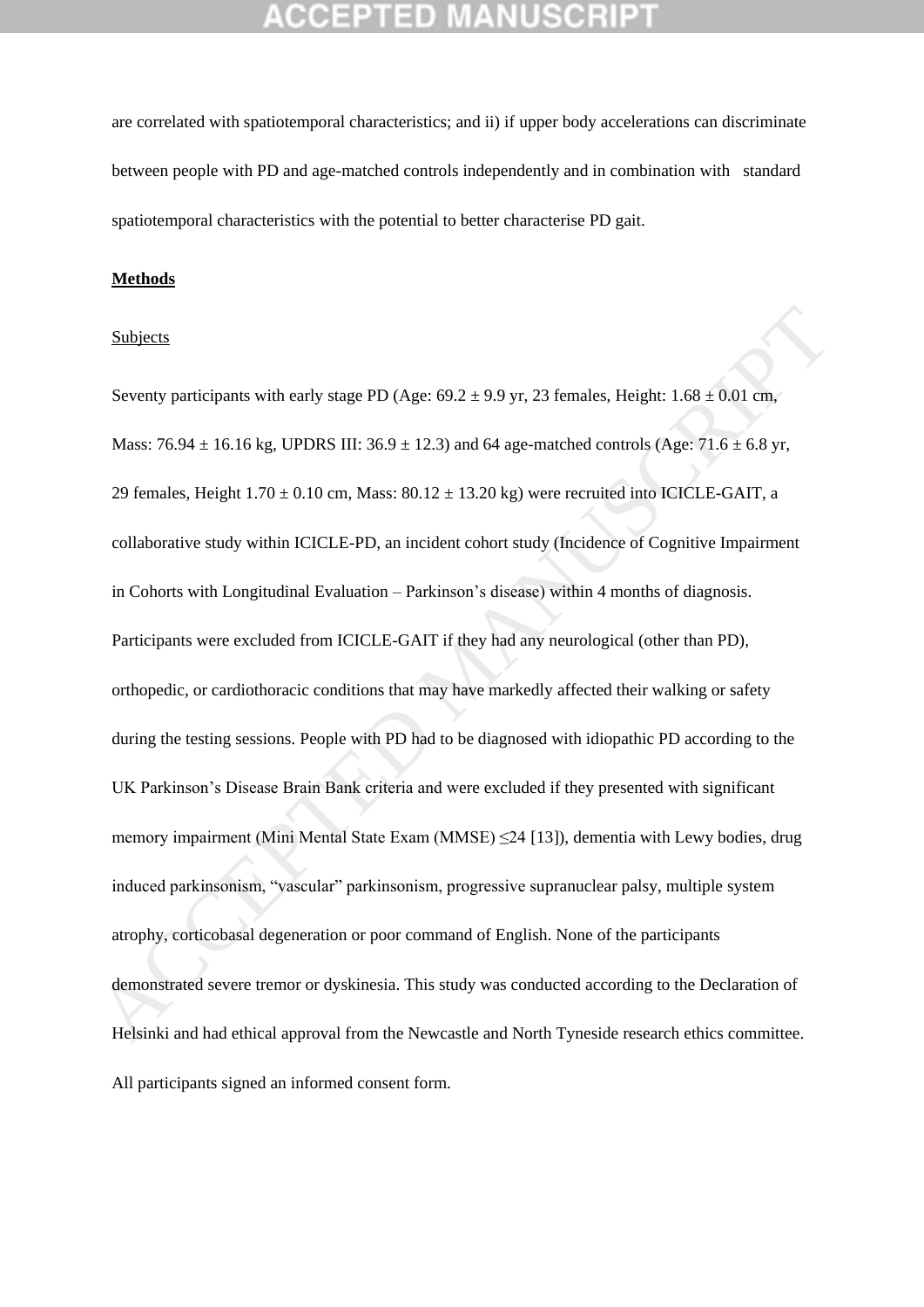are correlated with spatiotemporal characteristics; and ii) if upper body accelerations can discriminate between people with PD and age-matched controls independently and in combination with standard spatiotemporal characteristics with the potential to better characterise PD gait.

## Methods

### Subjects

Seventy participants with early stage PD (Age: 69.2 ± 9.9 yr, 23 females, Height: 1.68 ± 0.01 cm, Mass: 76.94 ± 16.16 kg, UPDRS III: 36.9 ± 12.3) and 64 age-matched controls (Age: 71.6 ± 6.8 yr, 29 females, Height 1.70 ± 0.10 cm, Mass: 80.12 ± 13.20 kg) were recruited into ICICLE-GAIT, a collaborative study within ICICLE-PD, an incident cohort study (Incidence of Cognitive Impairment in Cohorts with Longitudinal Evaluation – Parkinson's disease) within 4 months of diagnosis. Participants were excluded from ICICLE-GAIT if they had any neurological (other than PD), orthopedic, or cardiothoracic conditions that may have markedly affected their walking or safety during the testing sessions. People with PD had to be diagnosed with idiopathic PD according to the UK Parkinson's Disease Brain Bank criteria and were excluded if they presented with significant memory impairment (Mini Mental State Exam (MMSE) ≤24 [13]), dementia with Lewy bodies, drug induced parkinsonism, "vascular" parkinsonism, progressive supranuclear palsy, multiple system atrophy, corticobasal degeneration or poor command of English. None of the participants demonstrated severe tremor or dyskinesia. This study was conducted according to the Declaration of Helsinki and had ethical approval from the Newcastle and North Tyneside research ethics committee. All participants signed an informed consent form.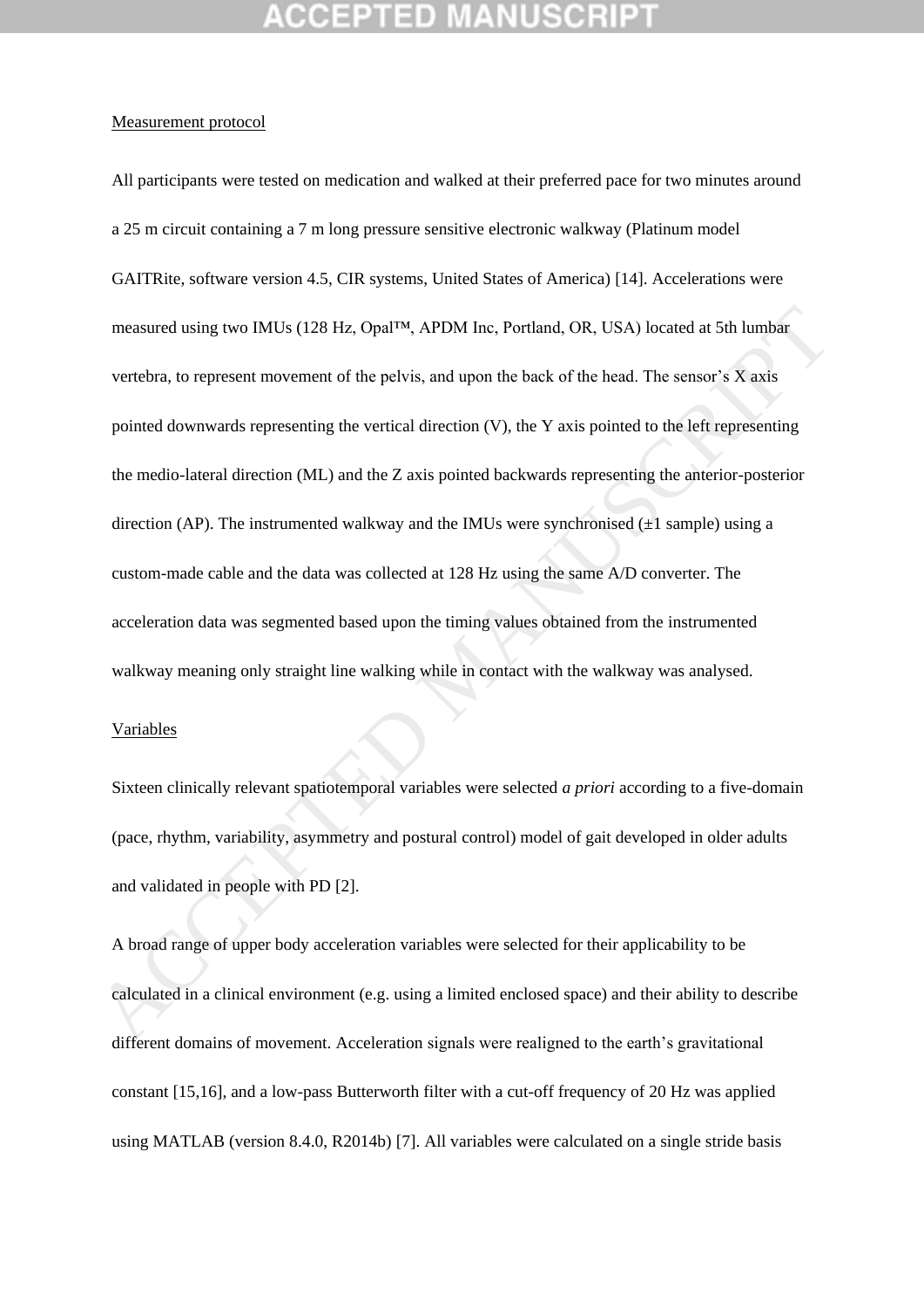Measurement protocol

All participants were tested on medication and walked at their preferred pace for two minutes around a 25 m circuit containing a 7 m long pressure sensitive electronic walkway (Platinum model GAITRite, software version 4.5, CIR systems, United States of America) [14]. Accelerations were measured using two IMUs (128 Hz, Opal™, APDM Inc, Portland, OR, USA) located at 5th lumbar vertebra, to represent movement of the pelvis, and upon the back of the head. The sensor's X axis pointed downwards representing the vertical direction (V), the Y axis pointed to the left representing the medio-lateral direction (ML) and the Z axis pointed backwards representing the anterior-posterior direction (AP). The instrumented walkway and the IMUs were synchronised (±1 sample) using a custom-made cable and the data was collected at 128 Hz using the same A/D converter. The acceleration data was segmented based upon the timing values obtained from the instrumented walkway meaning only straight line walking while in contact with the walkway was analysed.

Variables

Sixteen clinically relevant spatiotemporal variables were selected *a priori* according to a five-domain (pace, rhythm, variability, asymmetry and postural control) model of gait developed in older adults and validated in people with PD [2].

A broad range of upper body acceleration variables were selected for their applicability to be calculated in a clinical environment (e.g. using a limited enclosed space) and their ability to describe different domains of movement. Acceleration signals were realigned to the earth's gravitational constant [15,16], and a low-pass Butterworth filter with a cut-off frequency of 20 Hz was applied using MATLAB (version 8.4.0, R2014b) [7]. All variables were calculated on a single stride basis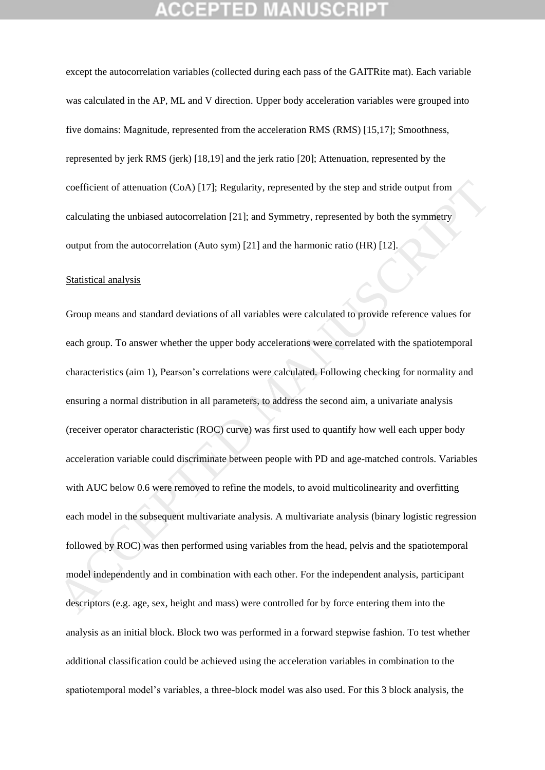except the autocorrelation variables (collected during each pass of the GAITRite mat). Each variable was calculated in the AP, ML and V direction. Upper body acceleration variables were grouped into five domains: Magnitude, represented from the acceleration RMS (RMS) [15,17]; Smoothness, represented by jerk RMS (jerk) [18,19] and the jerk ratio [20]; Attenuation, represented by the coefficient of attenuation (CoA) [17]; Regularity, represented by the step and stride output from calculating the unbiased autocorrelation [21]; and Symmetry, represented by both the symmetry output from the autocorrelation (Auto sym) [21] and the harmonic ratio (HR) [12].

Statistical analysis

Group means and standard deviations of all variables were calculated to provide reference values for each group. To answer whether the upper body accelerations were correlated with the spatiotemporal characteristics (aim 1), Pearson's correlations were calculated. Following checking for normality and ensuring a normal distribution in all parameters, to address the second aim, a univariate analysis (receiver operator characteristic (ROC) curve) was first used to quantify how well each upper body acceleration variable could discriminate between people with PD and age-matched controls. Variables with AUC below 0.6 were removed to refine the models, to avoid multicolinearity and overfitting each model in the subsequent multivariate analysis. A multivariate analysis (binary logistic regression followed by ROC) was then performed using variables from the head, pelvis and the spatiotemporal model independently and in combination with each other. For the independent analysis, participant descriptors (e.g. age, sex, height and mass) were controlled for by force entering them into the analysis as an initial block. Block two was performed in a forward stepwise fashion. To test whether additional classification could be achieved using the acceleration variables in combination to the spatiotemporal model's variables, a three-block model was also used. For this 3 block analysis, the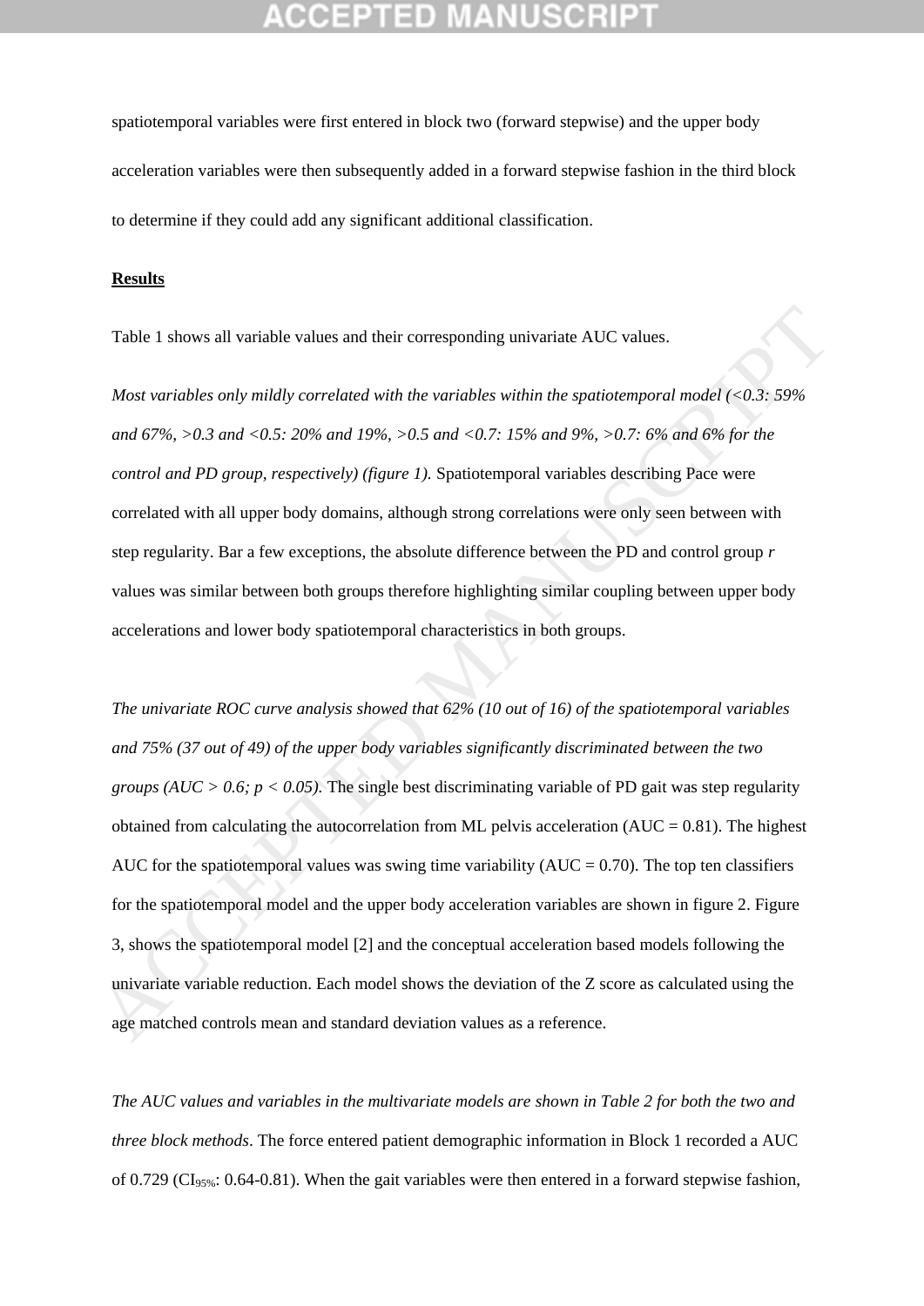spatiotemporal variables were first entered in block two (forward stepwise) and the upper body acceleration variables were then subsequently added in a forward stepwise fashion in the third block to determine if they could add any significant additional classification.

**Results**

Table 1 shows all variable values and their corresponding univariate AUC values.

*Most variables only mildly correlated with the variables within the spatiotemporal model (<0.3: 59% and 67%, >0.3 and <0.5: 20% and 19%, >0.5 and <0.7: 15% and 9%, >0.7: 6% and 6% for the control and PD group, respectively) (figure 1).* Spatiotemporal variables describing Pace were correlated with all upper body domains, although strong correlations were only seen between with step regularity. Bar a few exceptions, the absolute difference between the PD and control group *r* values was similar between both groups therefore highlighting similar coupling between upper body accelerations and lower body spatiotemporal characteristics in both groups.

*The univariate ROC curve analysis showed that 62% (10 out of 16) of the spatiotemporal variables and 75% (37 out of 49) of the upper body variables significantly discriminated between the two groups (AUC > 0.6; p < 0.05).* The single best discriminating variable of PD gait was step regularity obtained from calculating the autocorrelation from ML pelvis acceleration (AUC = 0.81). The highest AUC for the spatiotemporal values was swing time variability (AUC = 0.70). The top ten classifiers for the spatiotemporal model and the upper body acceleration variables are shown in figure 2. Figure 3, shows the spatiotemporal model [2] and the conceptual acceleration based models following the univariate variable reduction. Each model shows the deviation of the Z score as calculated using the age matched controls mean and standard deviation values as a reference.

*The AUC values and variables in the multivariate models are shown in Table 2 for both the two and three block methods*. The force entered patient demographic information in Block 1 recorded a AUC of 0.729 ($CI_{95\%}$: 0.64-0.81). When the gait variables were then entered in a forward stepwise fashion,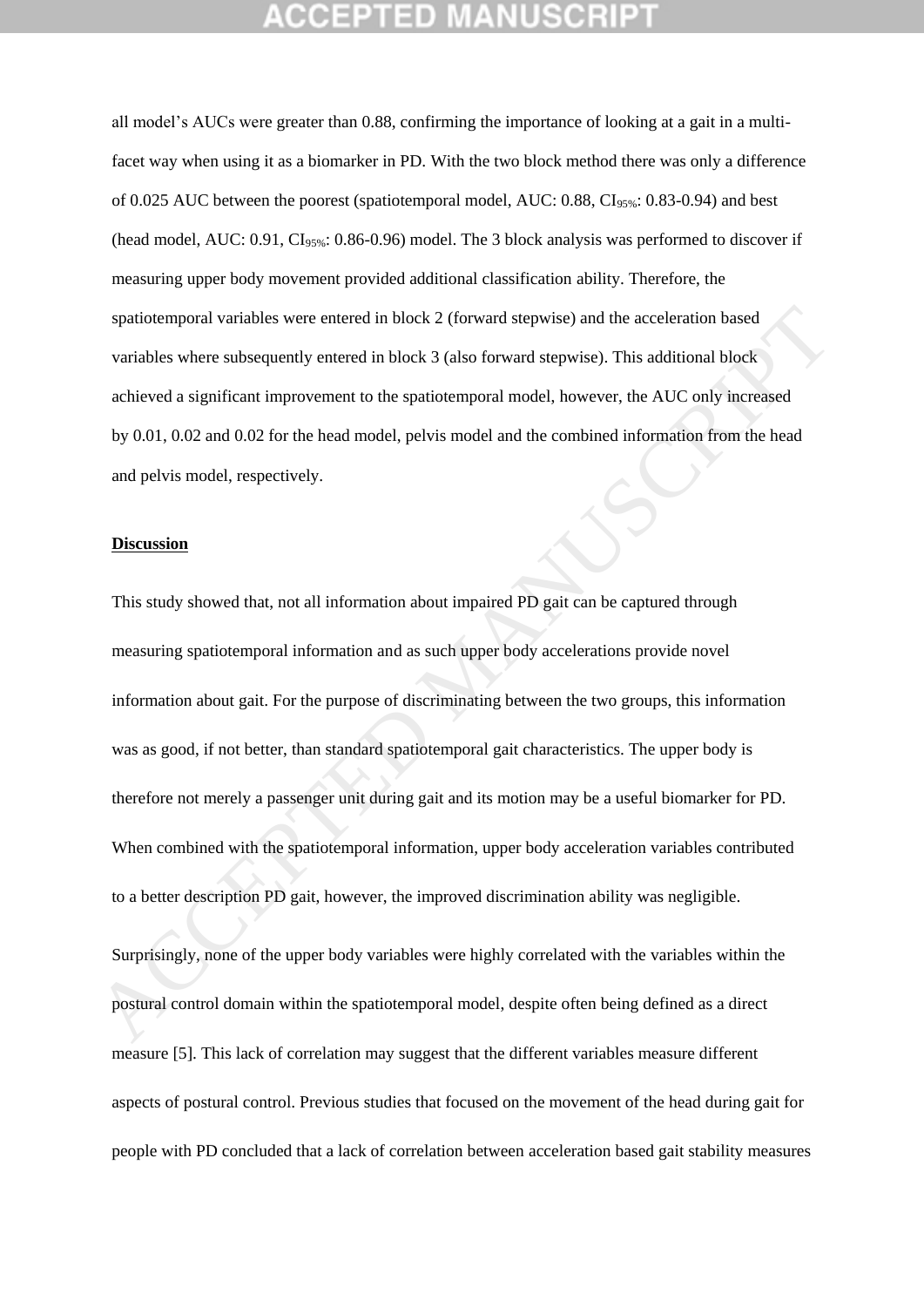all model's AUCs were greater than 0.88, confirming the importance of looking at a gait in a multi-facet way when using it as a biomarker in PD. With the two block method there was only a difference of 0.025 AUC between the poorest (spatiotemporal model, AUC: 0.88, $CI_{95\%}$: 0.83-0.94) and best (head model, AUC: 0.91, $CI_{95\%}$: 0.86-0.96) model. The 3 block analysis was performed to discover if measuring upper body movement provided additional classification ability. Therefore, the spatiotemporal variables were entered in block 2 (forward stepwise) and the acceleration based variables where subsequently entered in block 3 (also forward stepwise). This additional block achieved a significant improvement to the spatiotemporal model, however, the AUC only increased by 0.01, 0.02 and 0.02 for the head model, pelvis model and the combined information from the head and pelvis model, respectively.

## Discussion

This study showed that, not all information about impaired PD gait can be captured through measuring spatiotemporal information and as such upper body accelerations provide novel information about gait. For the purpose of discriminating between the two groups, this information was as good, if not better, than standard spatiotemporal gait characteristics. The upper body is therefore not merely a passenger unit during gait and its motion may be a useful biomarker for PD. When combined with the spatiotemporal information, upper body acceleration variables contributed to a better description PD gait, however, the improved discrimination ability was negligible.

Surprisingly, none of the upper body variables were highly correlated with the variables within the postural control domain within the spatiotemporal model, despite often being defined as a direct measure [5]. This lack of correlation may suggest that the different variables measure different aspects of postural control. Previous studies that focused on the movement of the head during gait for people with PD concluded that a lack of correlation between acceleration based gait stability measures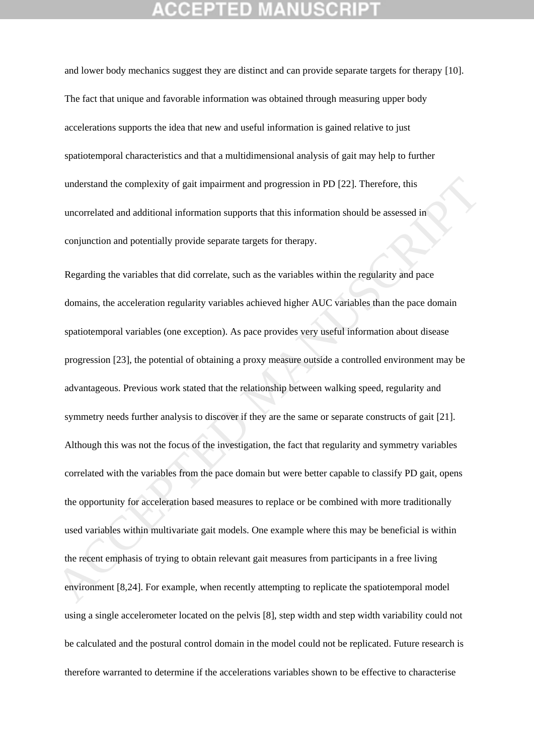and lower body mechanics suggest they are distinct and can provide separate targets for therapy [10]. The fact that unique and favorable information was obtained through measuring upper body accelerations supports the idea that new and useful information is gained relative to just spatiotemporal characteristics and that a multidimensional analysis of gait may help to further understand the complexity of gait impairment and progression in PD [22]. Therefore, this uncorrelated and additional information supports that this information should be assessed in conjunction and potentially provide separate targets for therapy.

Regarding the variables that did correlate, such as the variables within the regularity and pace domains, the acceleration regularity variables achieved higher AUC variables than the pace domain spatiotemporal variables (one exception). As pace provides very useful information about disease progression [23], the potential of obtaining a proxy measure outside a controlled environment may be advantageous. Previous work stated that the relationship between walking speed, regularity and symmetry needs further analysis to discover if they are the same or separate constructs of gait [21]. Although this was not the focus of the investigation, the fact that regularity and symmetry variables correlated with the variables from the pace domain but were better capable to classify PD gait, opens the opportunity for acceleration based measures to replace or be combined with more traditionally used variables within multivariate gait models. One example where this may be beneficial is within the recent emphasis of trying to obtain relevant gait measures from participants in a free living environment [8,24]. For example, when recently attempting to replicate the spatiotemporal model using a single accelerometer located on the pelvis [8], step width and step width variability could not be calculated and the postural control domain in the model could not be replicated. Future research is therefore warranted to determine if the accelerations variables shown to be effective to characterise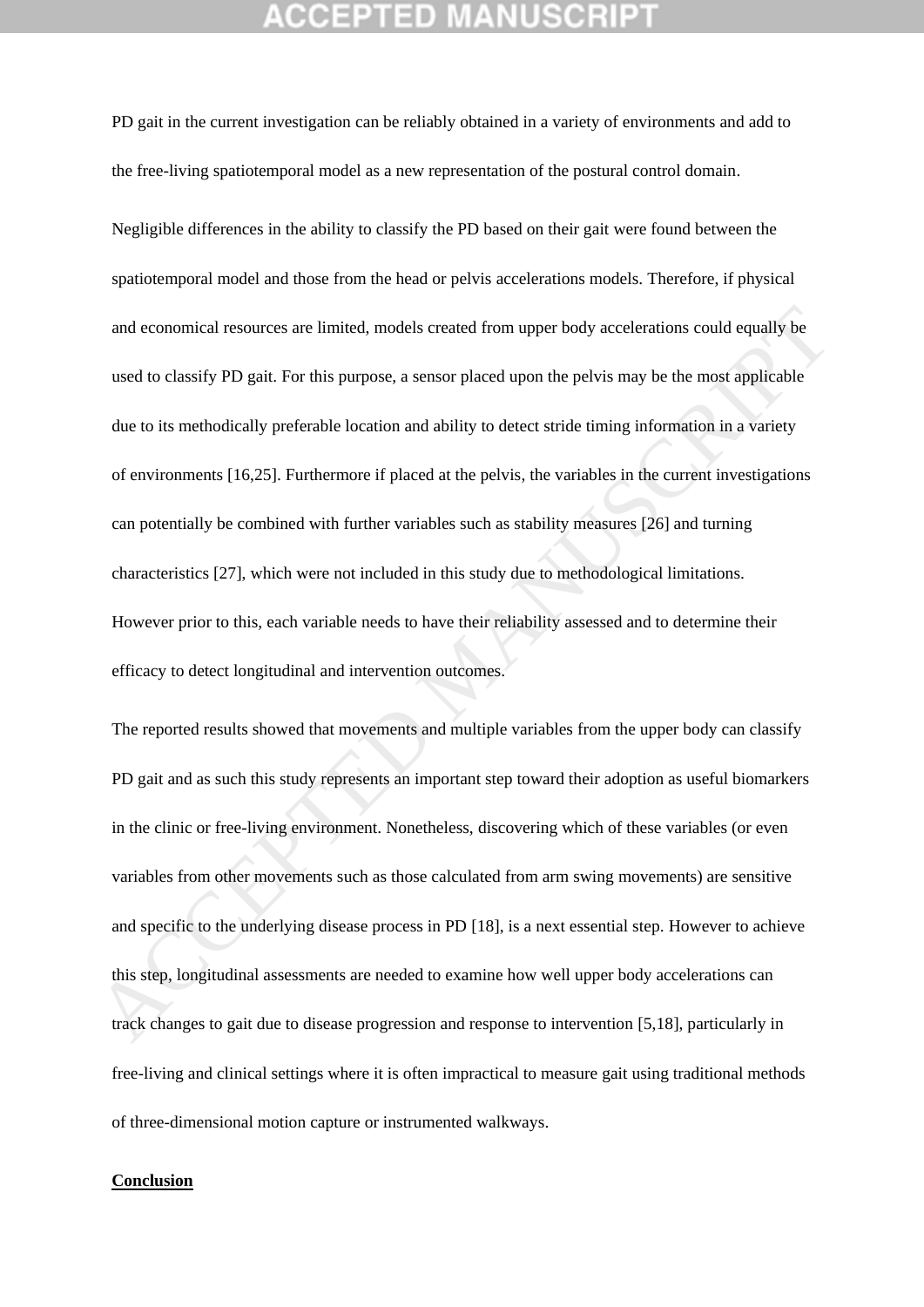PD gait in the current investigation can be reliably obtained in a variety of environments and add to the free-living spatiotemporal model as a new representation of the postural control domain.

Negligible differences in the ability to classify the PD based on their gait were found between the spatiotemporal model and those from the head or pelvis accelerations models. Therefore, if physical and economical resources are limited, models created from upper body accelerations could equally be used to classify PD gait. For this purpose, a sensor placed upon the pelvis may be the most applicable due to its methodically preferable location and ability to detect stride timing information in a variety of environments [16,25]. Furthermore if placed at the pelvis, the variables in the current investigations can potentially be combined with further variables such as stability measures [26] and turning characteristics [27], which were not included in this study due to methodological limitations. However prior to this, each variable needs to have their reliability assessed and to determine their efficacy to detect longitudinal and intervention outcomes.

The reported results showed that movements and multiple variables from the upper body can classify PD gait and as such this study represents an important step toward their adoption as useful biomarkers in the clinic or free-living environment. Nonetheless, discovering which of these variables (or even variables from other movements such as those calculated from arm swing movements) are sensitive and specific to the underlying disease process in PD [18], is a next essential step. However to achieve this step, longitudinal assessments are needed to examine how well upper body accelerations can track changes to gait due to disease progression and response to intervention [5,18], particularly in free-living and clinical settings where it is often impractical to measure gait using traditional methods of three-dimensional motion capture or instrumented walkways.

## Conclusion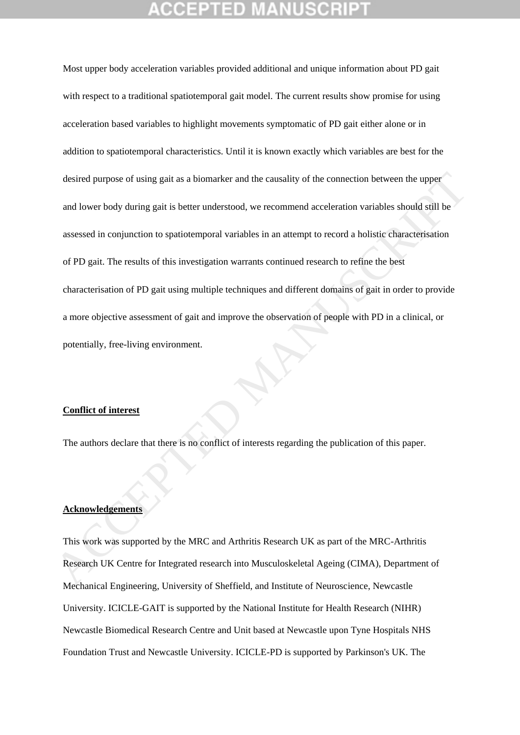Most upper body acceleration variables provided additional and unique information about PD gait with respect to a traditional spatiotemporal gait model. The current results show promise for using acceleration based variables to highlight movements symptomatic of PD gait either alone or in addition to spatiotemporal characteristics. Until it is known exactly which variables are best for the desired purpose of using gait as a biomarker and the causality of the connection between the upper and lower body during gait is better understood, we recommend acceleration variables should still be assessed in conjunction to spatiotemporal variables in an attempt to record a holistic characterisation of PD gait. The results of this investigation warrants continued research to refine the best characterisation of PD gait using multiple techniques and different domains of gait in order to provide a more objective assessment of gait and improve the observation of people with PD in a clinical, or potentially, free-living environment.

## Conflict of interest

The authors declare that there is no conflict of interests regarding the publication of this paper.

## Acknowledgements

This work was supported by the MRC and Arthritis Research UK as part of the MRC-Arthritis Research UK Centre for Integrated research into Musculoskeletal Ageing (CIMA), Department of Mechanical Engineering, University of Sheffield, and Institute of Neuroscience, Newcastle University. ICICLE-GAIT is supported by the National Institute for Health Research (NIHR) Newcastle Biomedical Research Centre and Unit based at Newcastle upon Tyne Hospitals NHS Foundation Trust and Newcastle University. ICICLE-PD is supported by Parkinson's UK. The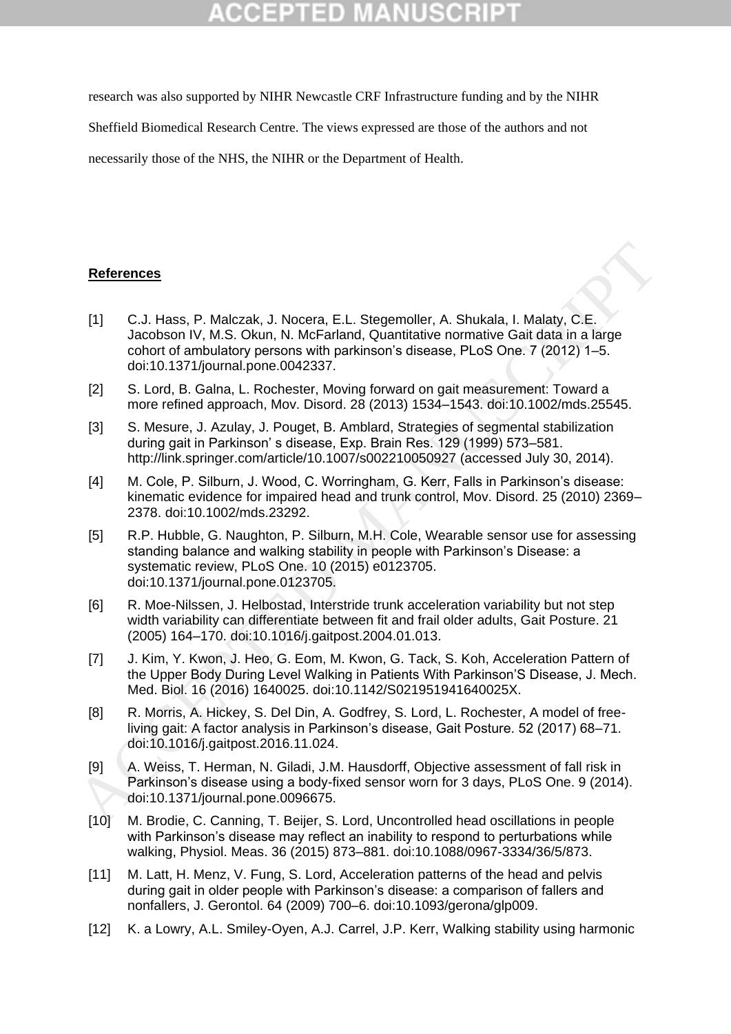research was also supported by NIHR Newcastle CRF Infrastructure funding and by the NIHR Sheffield Biomedical Research Centre. The views expressed are those of the authors and not necessarily those of the NHS, the NIHR or the Department of Health.

## References

[1] C.J. Hass, P. Malczak, J. Nocera, E.L. Stegemoller, A. Shukala, I. Malaty, C.E. Jacobson IV, M.S. Okun, N. McFarland, Quantitative normative Gait data in a large cohort of ambulatory persons with parkinson's disease, PLoS One. 7 (2012) 1–5. doi:10.1371/journal.pone.0042337.

[2] S. Lord, B. Galna, L. Rochester, Moving forward on gait measurement: Toward a more refined approach, Mov. Disord. 28 (2013) 1534–1543. doi:10.1002/mds.25545.

[3] S. Mesure, J. Azulay, J. Pouget, B. Amblard, Strategies of segmental stabilization during gait in Parkinson' s disease, Exp. Brain Res. 129 (1999) 573–581. http://link.springer.com/article/10.1007/s002210050927 (accessed July 30, 2014).

[4] M. Cole, P. Silburn, J. Wood, C. Worringham, G. Kerr, Falls in Parkinson's disease: kinematic evidence for impaired head and trunk control, Mov. Disord. 25 (2010) 2369–2378. doi:10.1002/mds.23292.

[5] R.P. Hubble, G. Naughton, P. Silburn, M.H. Cole, Wearable sensor use for assessing standing balance and walking stability in people with Parkinson's Disease: a systematic review, PLoS One. 10 (2015) e0123705. doi:10.1371/journal.pone.0123705.

[6] R. Moe-Nilssen, J. Helbostad, Interstride trunk acceleration variability but not step width variability can differentiate between fit and frail older adults, Gait Posture. 21 (2005) 164–170. doi:10.1016/j.gaitpost.2004.01.013.

[7] J. Kim, Y. Kwon, J. Heo, G. Eom, M. Kwon, G. Tack, S. Koh, Acceleration Pattern of the Upper Body During Level Walking in Patients With Parkinson'S Disease, J. Mech. Med. Biol. 16 (2016) 1640025. doi:10.1142/S021951941640025X.

[8] R. Morris, A. Hickey, S. Del Din, A. Godfrey, S. Lord, L. Rochester, A model of free-living gait: A factor analysis in Parkinson's disease, Gait Posture. 52 (2017) 68–71. doi:10.1016/j.gaitpost.2016.11.024.

[9] A. Weiss, T. Herman, N. Giladi, J.M. Hausdorff, Objective assessment of fall risk in Parkinson's disease using a body-fixed sensor worn for 3 days, PLoS One. 9 (2014). doi:10.1371/journal.pone.0096675.

[10] M. Brodie, C. Canning, T. Beijer, S. Lord, Uncontrolled head oscillations in people with Parkinson's disease may reflect an inability to respond to perturbations while walking, Physiol. Meas. 36 (2015) 873–881. doi:10.1088/0967-3334/36/5/873.

[11] M. Latt, H. Menz, V. Fung, S. Lord, Acceleration patterns of the head and pelvis during gait in older people with Parkinson's disease: a comparison of fallers and nonfallers, J. Gerontol. 64 (2009) 700–6. doi:10.1093/gerona/glp009.

[12] K. a Lowry, A.L. Smiley-Oyen, A.J. Carrel, J.P. Kerr, Walking stability using harmonic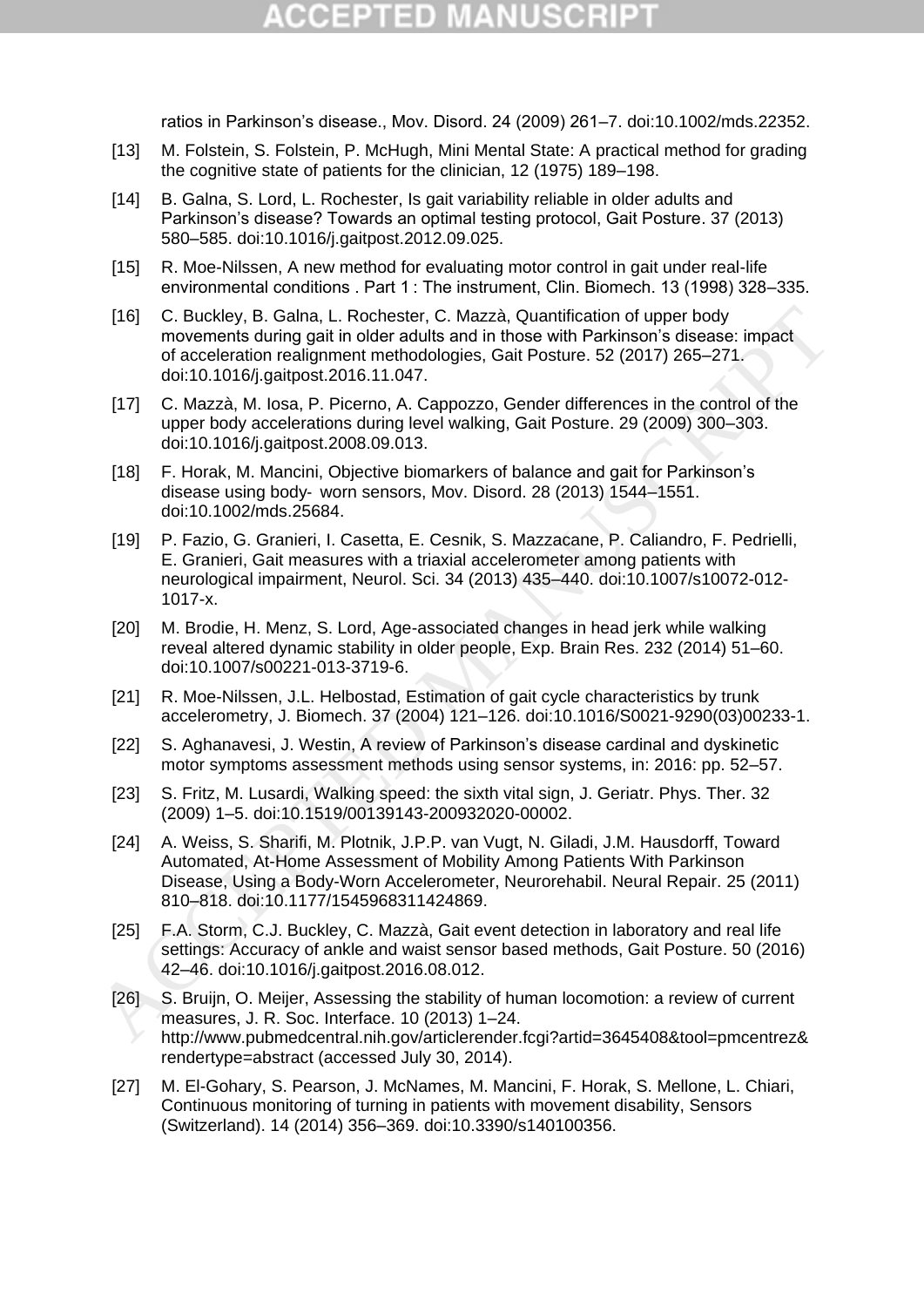ratios in Parkinson's disease., Mov. Disord. 24 (2009) 261–7. doi:10.1002/mds.22352.

[13] M. Folstein, S. Folstein, P. McHugh, Mini Mental State: A practical method for grading the cognitive state of patients for the clinician, 12 (1975) 189–198.

[14] B. Galna, S. Lord, L. Rochester, Is gait variability reliable in older adults and Parkinson's disease? Towards an optimal testing protocol, Gait Posture. 37 (2013) 580–585. doi:10.1016/j.gaitpost.2012.09.025.

[15] R. Moe-Nilssen, A new method for evaluating motor control in gait under real-life environmental conditions . Part 1 : The instrument, Clin. Biomech. 13 (1998) 328–335.

[16] C. Buckley, B. Galna, L. Rochester, C. Mazzà, Quantification of upper body movements during gait in older adults and in those with Parkinson's disease: impact of acceleration realignment methodologies, Gait Posture. 52 (2017) 265–271. doi:10.1016/j.gaitpost.2016.11.047.

[17] C. Mazzà, M. Iosa, P. Picerno, A. Cappozzo, Gender differences in the control of the upper body accelerations during level walking, Gait Posture. 29 (2009) 300–303. doi:10.1016/j.gaitpost.2008.09.013.

[18] F. Horak, M. Mancini, Objective biomarkers of balance and gait for Parkinson's disease using body- worn sensors, Mov. Disord. 28 (2013) 1544–1551. doi:10.1002/mds.25684.

[19] P. Fazio, G. Granieri, I. Casetta, E. Cesnik, S. Mazzacane, P. Caliandro, F. Pedrielli, E. Granieri, Gait measures with a triaxial accelerometer among patients with neurological impairment, Neurol. Sci. 34 (2013) 435–440. doi:10.1007/s10072-012-1017-x.

[20] M. Brodie, H. Menz, S. Lord, Age-associated changes in head jerk while walking reveal altered dynamic stability in older people, Exp. Brain Res. 232 (2014) 51–60. doi:10.1007/s00221-013-3719-6.

[21] R. Moe-Nilssen, J.L. Helbostad, Estimation of gait cycle characteristics by trunk accelerometry, J. Biomech. 37 (2004) 121–126. doi:10.1016/S0021-9290(03)00233-1.

[22] S. Aghanavesi, J. Westin, A review of Parkinson's disease cardinal and dyskinetic motor symptoms assessment methods using sensor systems, in: 2016: pp. 52–57.

[23] S. Fritz, M. Lusardi, Walking speed: the sixth vital sign, J. Geriatr. Phys. Ther. 32 (2009) 1–5. doi:10.1519/00139143-200932020-00002.

[24] A. Weiss, S. Sharifi, M. Plotnik, J.P.P. van Vugt, N. Giladi, J.M. Hausdorff, Toward Automated, At-Home Assessment of Mobility Among Patients With Parkinson Disease, Using a Body-Worn Accelerometer, Neurorehabil. Neural Repair. 25 (2011) 810–818. doi:10.1177/1545968311424869.

[25] F.A. Storm, C.J. Buckley, C. Mazzà, Gait event detection in laboratory and real life settings: Accuracy of ankle and waist sensor based methods, Gait Posture. 50 (2016) 42–46. doi:10.1016/j.gaitpost.2016.08.012.

[26] S. Bruijn, O. Meijer, Assessing the stability of human locomotion: a review of current measures, J. R. Soc. Interface. 10 (2013) 1–24. http://www.pubmedcentral.nih.gov/articlerender.fcgi?artid=3645408&tool=pmcentrez&rendertype=abstract (accessed July 30, 2014).

[27] M. El-Gohary, S. Pearson, J. McNames, M. Mancini, F. Horak, S. Mellone, L. Chiari, Continuous monitoring of turning in patients with movement disability, Sensors (Switzerland). 14 (2014) 356–369. doi:10.3390/s140100356.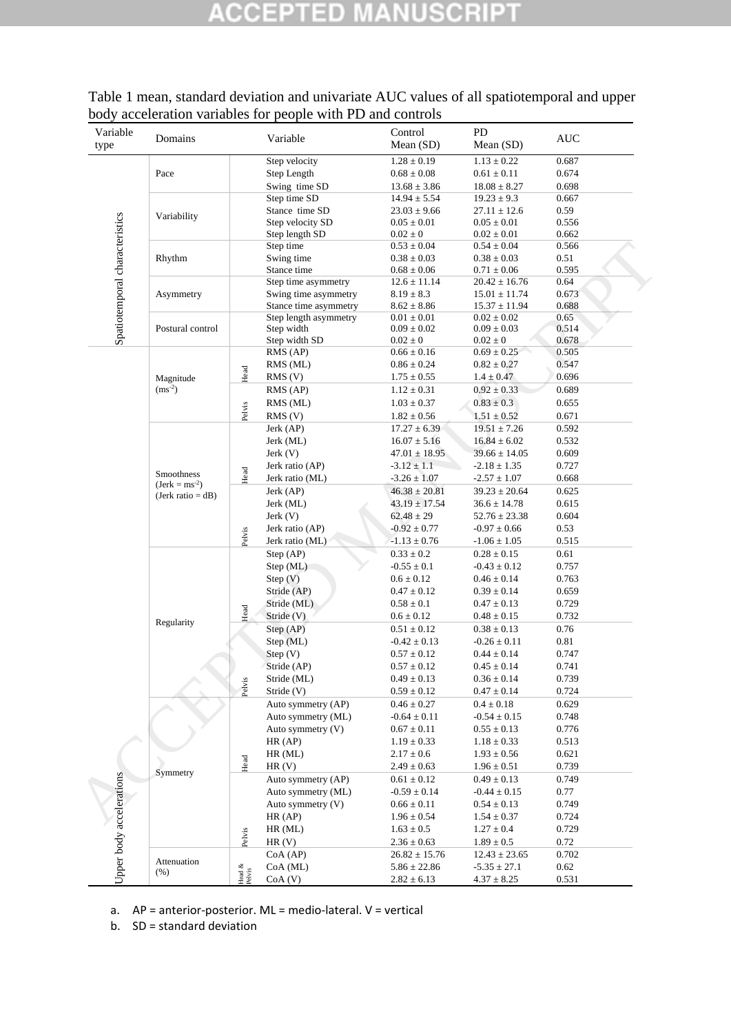Table 1 mean, standard deviation and univariate AUC values of all spatiotemporal and upper body acceleration variables for people with PD and controls

| Variable type | Domains | | Variable | Control Mean (SD) | PD Mean (SD) | AUC |
|---|---|---|---|---|---|---|
| Spatiotemporal characteristics | Pace | | Step velocity | 1.28 ± 0.19 | 1.13 ± 0.22 | 0.687 |
| | | | Step Length | 0.68 ± 0.08 | 0.61 ± 0.11 | 0.674 |
| | | | Swing time SD | 13.68 ± 3.86 | 18.08 ± 8.27 | 0.698 |
| | Variability | | Step time SD | 14.94 ± 5.54 | 19.23 ± 9.3 | 0.667 |
| | | | Stance time SD | 23.03 ± 9.66 | 27.11 ± 12.6 | 0.59 |
| | | | Step velocity SD | 0.05 ± 0.01 | 0.05 ± 0.01 | 0.556 |
| | | | Step length SD | 0.02 ± 0 | 0.02 ± 0.01 | 0.662 |
| | Rhythm | | Step time | 0.53 ± 0.04 | 0.54 ± 0.04 | 0.566 |
| | | | Swing time | 0.38 ± 0.03 | 0.38 ± 0.03 | 0.51 |
| | | | Stance time | 0.68 ± 0.06 | 0.71 ± 0.06 | 0.595 |
| | Asymmetry | | Step time asymmetry | 12.6 ± 11.14 | 20.42 ± 16.76 | 0.64 |
| | | | Swing time asymmetry | 8.19 ± 8.3 | 15.01 ± 11.74 | 0.673 |
| | | | Stance time asymmetry | 8.62 ± 8.86 | 15.37 ± 11.94 | 0.688 |
| | Postural control | | Step length asymmetry | 0.01 ± 0.01 | 0.02 ± 0.02 | 0.65 |
| | | | Step width | 0.09 ± 0.02 | 0.09 ± 0.03 | 0.514 |
| | | | Step width SD | 0.02 ± 0 | 0.02 ± 0 | 0.678 |
| Upper body accelerations | Magnitude ($ms^{-2}$) | Head | RMS (AP) | 0.66 ± 0.16 | 0.69 ± 0.25 | 0.505 |
| | | | RMS (ML) | 0.86 ± 0.24 | 0.82 ± 0.27 | 0.547 |
| | | | RMS (V) | 1.75 ± 0.55 | 1.4 ± 0.47 | 0.696 |
| | | Pelvis | RMS (AP) | 1.12 ± 0.31 | 0.92 ± 0.33 | 0.689 |
| | | | RMS (ML) | 1.03 ± 0.37 | 0.83 ± 0.3 | 0.655 |
| | | | RMS (V) | 1.82 ± 0.56 | 1.51 ± 0.52 | 0.671 |
| | Smoothness (Jerk = $ms^{-2}$) (Jerk ratio = dB) | Head | Jerk (AP) | 17.27 ± 6.39 | 19.51 ± 7.26 | 0.592 |
| | | | Jerk (ML) | 16.07 ± 5.16 | 16.84 ± 6.02 | 0.532 |
| | | | Jerk (V) | 47.01 ± 18.95 | 39.66 ± 14.05 | 0.609 |
| | | | Jerk ratio (AP) | -3.12 ± 1.1 | -2.18 ± 1.35 | 0.727 |
| | | | Jerk ratio (ML) | -3.26 ± 1.07 | -2.57 ± 1.07 | 0.668 |
| | | Pelvis | Jerk (AP) | 46.38 ± 20.81 | 39.23 ± 20.64 | 0.625 |
| | | | Jerk (ML) | 43.19 ± 17.54 | 36.6 ± 14.78 | 0.615 |
| | | | Jerk (V) | 62.48 ± 29 | 52.76 ± 23.38 | 0.604 |
| | | | Jerk ratio (AP) | -0.92 ± 0.77 | -0.97 ± 0.66 | 0.53 |
| | | | Jerk ratio (ML) | -1.13 ± 0.76 | -1.06 ± 1.05 | 0.515 |
| | Regularity | Head | Step (AP) | 0.33 ± 0.2 | 0.28 ± 0.15 | 0.61 |
| | | | Step (ML) | -0.55 ± 0.1 | -0.43 ± 0.12 | 0.757 |
| | | | Step (V) | 0.6 ± 0.12 | 0.46 ± 0.14 | 0.763 |
| | | | Stride (AP) | 0.47 ± 0.12 | 0.39 ± 0.14 | 0.659 |
| | | | Stride (ML) | 0.58 ± 0.1 | 0.47 ± 0.13 | 0.729 |
| | | | Stride (V) | 0.6 ± 0.12 | 0.48 ± 0.15 | 0.732 |
| | | Pelvis | Step (AP) | 0.51 ± 0.12 | 0.38 ± 0.13 | 0.76 |
| | | | Step (ML) | -0.42 ± 0.13 | -0.26 ± 0.11 | 0.81 |
| | | | Step (V) | 0.57 ± 0.12 | 0.44 ± 0.14 | 0.747 |
| | | | Stride (AP) | 0.57 ± 0.12 | 0.45 ± 0.14 | 0.741 |
| | | | Stride (ML) | 0.49 ± 0.13 | 0.36 ± 0.14 | 0.739 |
| | | | Stride (V) | 0.59 ± 0.12 | 0.47 ± 0.14 | 0.724 |
| | Symmetry | Head | Auto symmetry (AP) | 0.46 ± 0.27 | 0.4 ± 0.18 | 0.629 |
| | | | Auto symmetry (ML) | -0.64 ± 0.11 | -0.54 ± 0.15 | 0.748 |
| | | | Auto symmetry (V) | 0.67 ± 0.11 | 0.55 ± 0.13 | 0.776 |
| | | | HR (AP) | 1.19 ± 0.33 | 1.18 ± 0.33 | 0.513 |
| | | | HR (ML) | 2.17 ± 0.6 | 1.93 ± 0.56 | 0.621 |
| | | | HR (V) | 2.49 ± 0.63 | 1.96 ± 0.51 | 0.739 |
| | | Pelvis | Auto symmetry (AP) | 0.61 ± 0.12 | 0.49 ± 0.13 | 0.749 |
| | | | Auto symmetry (ML) | -0.59 ± 0.14 | -0.44 ± 0.15 | 0.77 |
| | | | Auto symmetry (V) | 0.66 ± 0.11 | 0.54 ± 0.13 | 0.749 |
| | | | HR (AP) | 1.96 ± 0.54 | 1.54 ± 0.37 | 0.724 |
| | | | HR (ML) | 1.63 ± 0.5 | 1.27 ± 0.4 | 0.729 |
| | | | HR (V) | 2.36 ± 0.63 | 1.89 ± 0.5 | 0.72 |
| | Attenuation (%) | Head & Pelvis | CoA (AP) | 26.82 ± 15.76 | 12.43 ± 23.65 | 0.702 |
| | | | CoA (ML) | 5.86 ± 22.86 | -5.35 ± 27.1 | 0.62 |
| | | | CoA (V) | 2.82 ± 6.13 | 4.37 ± 8.25 | 0.531 |

a. AP = anterior-posterior. ML = medio-lateral. V = vertical

b. SD = standard deviation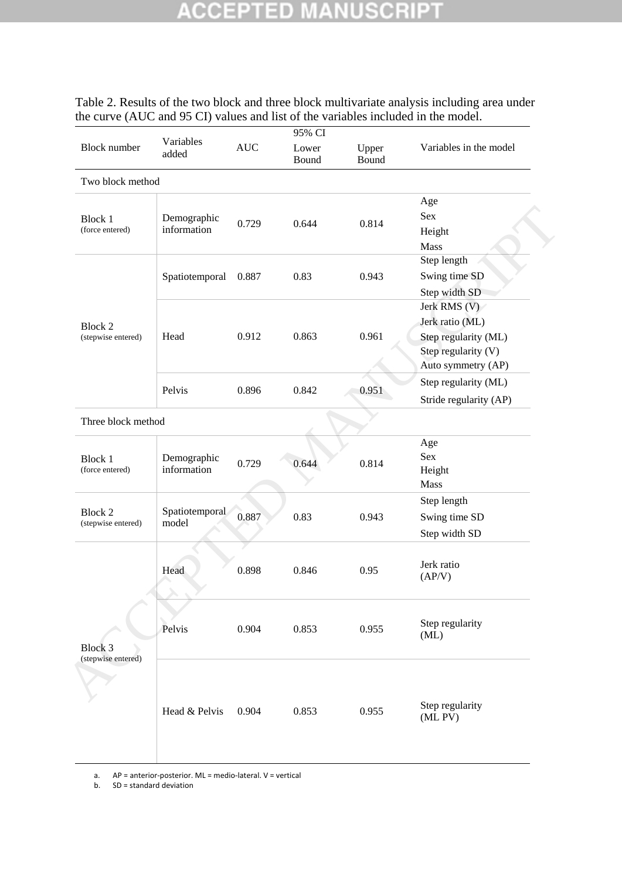Table 2. Results of the two block and three block multivariate analysis including area under the curve (AUC and 95 CI) values and list of the variables included in the model.

| Block number | Variables added | AUC | 95% CI Lower Bound | 95% CI Upper Bound | Variables in the model |
|---|---|---|---|---|---|
| **Two block method** | | | | | |
| Block 1 (force entered) | Demographic information | 0.729 | 0.644 | 0.814 | Age<br>Sex<br>Height<br>Mass |
| Block 2 (stepwise entered) | Spatiotemporal | 0.887 | 0.83 | 0.943 | Step length<br>Swing time SD<br>Step width SD |
| | Head | 0.912 | 0.863 | 0.961 | Jerk RMS (V)<br>Jerk ratio (ML)<br>Step regularity (ML)<br>Step regularity (V)<br>Auto symmetry (AP) |
| | Pelvis | 0.896 | 0.842 | 0.951 | Step regularity (ML)<br>Stride regularity (AP) |
| **Three block method** | | | | | |
| Block 1 (force entered) | Demographic information | 0.729 | 0.644 | 0.814 | Age<br>Sex<br>Height<br>Mass |
| Block 2 (stepwise entered) | Spatiotemporal model | 0.887 | 0.83 | 0.943 | Step length<br>Swing time SD<br>Step width SD |
| Block 3 (stepwise entered) | Head | 0.898 | 0.846 | 0.95 | Jerk ratio (AP/V) |
| | Pelvis | 0.904 | 0.853 | 0.955 | Step regularity (ML) |
| | Head & Pelvis | 0.904 | 0.853 | 0.955 | Step regularity (ML PV) |

a. AP = anterior-posterior. ML = medio-lateral. V = vertical
b. SD = standard deviation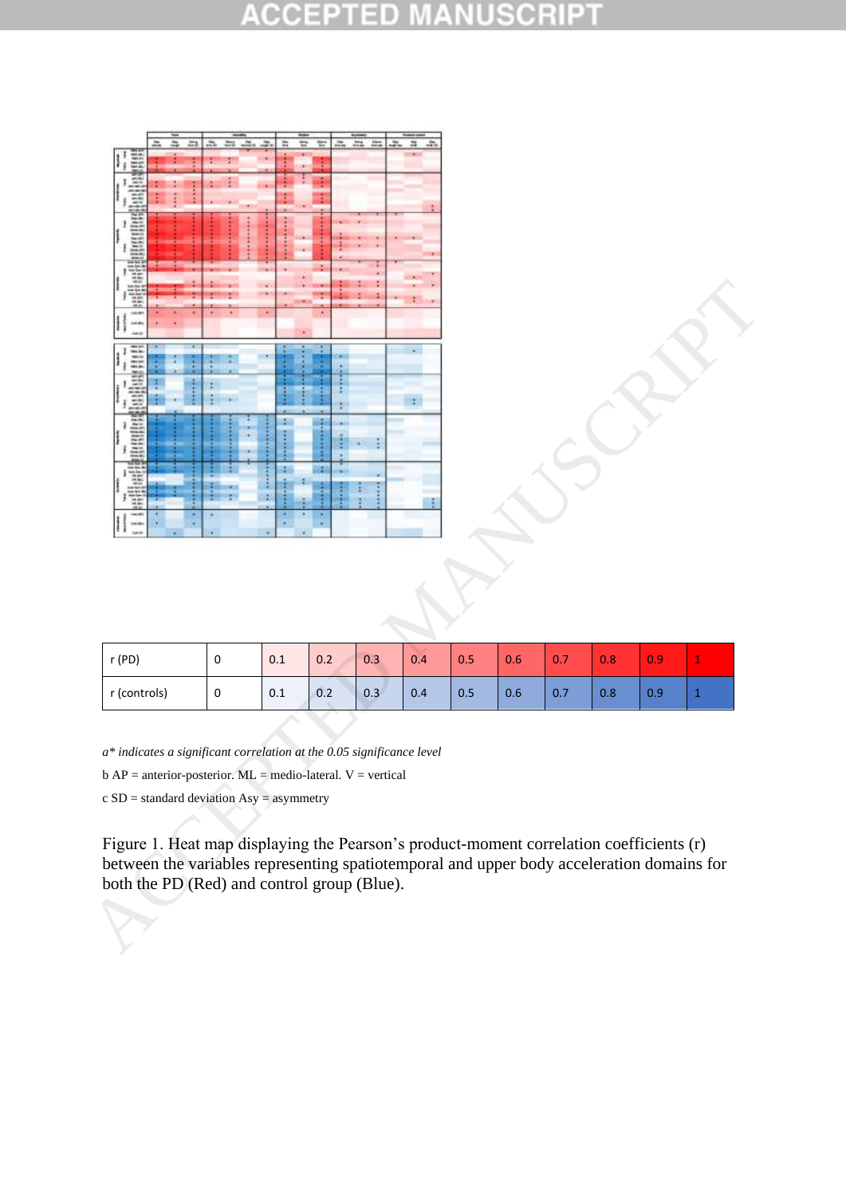| r (PD) | 0 | 0.1 | 0.2 | 0.3 | 0.4 | 0.5 | 0.6 | 0.7 | 0.8 | 0.9 | 1 |
|---|---|---|---|---|---|---|---|---|---|---|---|
| r (controls) | 0 | 0.1 | 0.2 | 0.3 | 0.4 | 0.5 | 0.6 | 0.7 | 0.8 | 0.9 | 1 |

*a\* indicates a significant correlation at the 0.05 significance level*

b AP = anterior-posterior. ML = medio-lateral. V = vertical

c SD = standard deviation Asy = asymmetry

Figure 1. Heat map displaying the Pearson's product-moment correlation coefficients (r) between the variables representing spatiotemporal and upper body acceleration domains for both the PD (Red) and control group (Blue).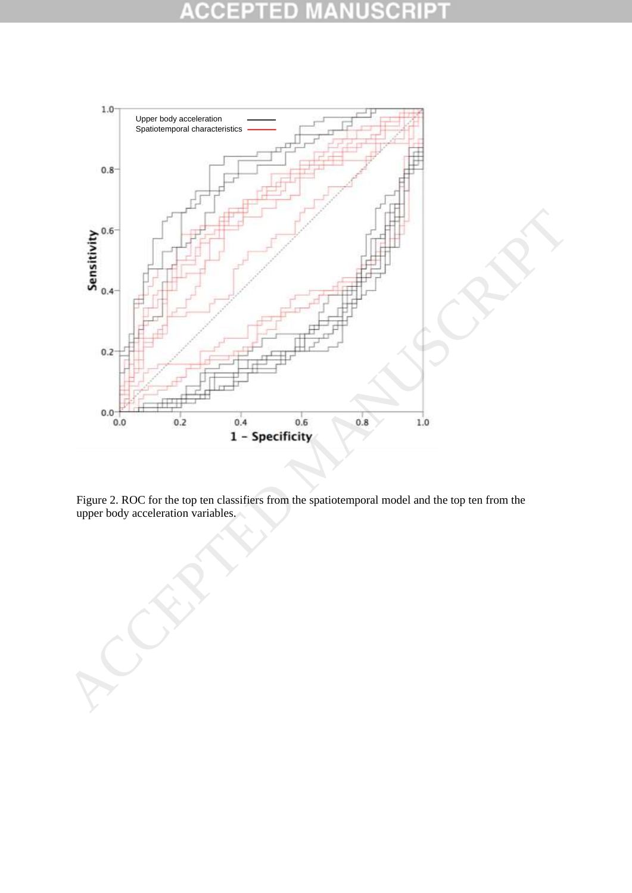Figure 2. ROC for the top ten classifiers from the spatiotemporal model and the top ten from the upper body acceleration variables.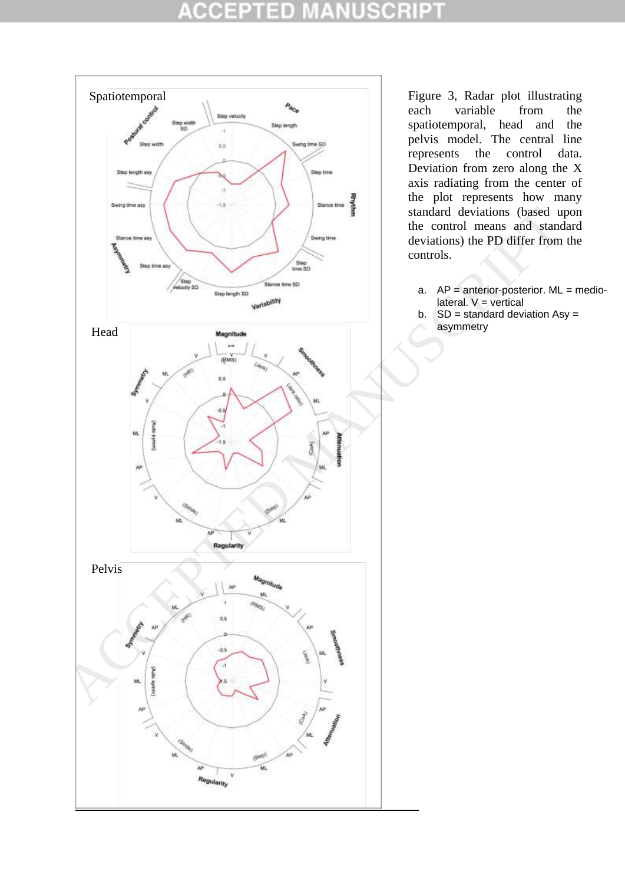Spatiotemporal

Postural control

Pace

Rhythm

Variability

Asymmetry

Step velocity

Step length

Swing time SD

Step time

Stance time

Swing time

Step time SD

Stance time SD

Step length SD

Step velocity SD

Step time asy

Stance time asy

Swing time asy

Step length asy

Step width

Step width SD

1

0.5

0

-0.5

-1

-1.5

Head

Magnitude

Smoothness

Attenuation

Regularity

Symmetry

(RMS)

(Jerk)

(Jerk ratio)

(CoA)

(Step)

(Stride)

(Auto symm)

(HR)

V

AP

ML

1.5

1

0.5

0

-0.5

-1

-1.5

Pelvis

Magnitude

Smoothness

Attenuation

Regularity

Symmetry

(RMS)

(Jerk)

(CoA)

(Step)

(Stride)

(Auto symm)

(HR)

V

AP

ML

1

0.5

0

-0.5

-1

-1.5

Figure 3, Radar plot illustrating each variable from the spatiotemporal, head and the pelvis model. The central line represents the control data. Deviation from zero along the X axis radiating from the center of the plot represents how many standard deviations (based upon the control means and standard deviations) the PD differ from the controls.

a. AP = anterior-posterior. ML = medio-lateral. V = vertical
b. SD = standard deviation Asy = asymmetry